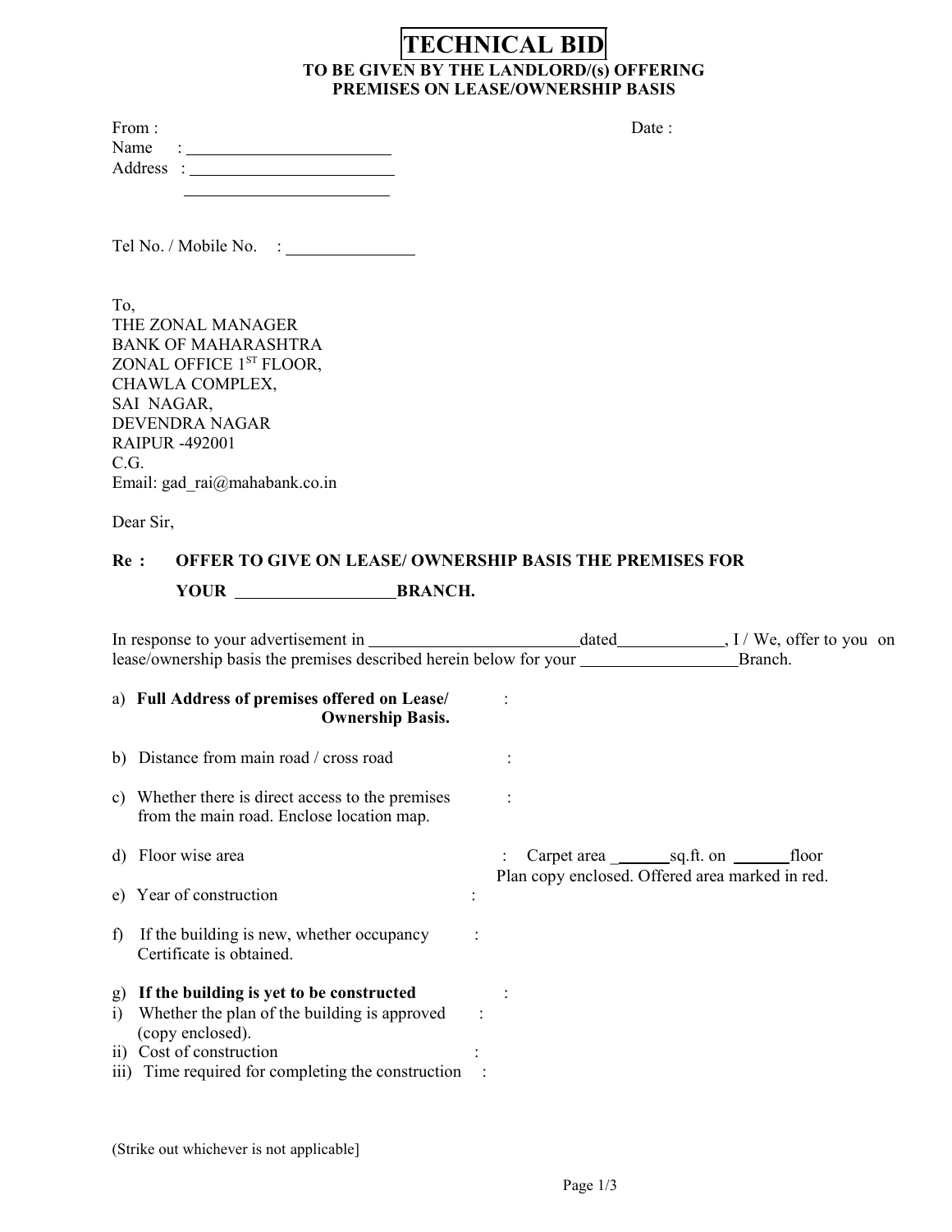# TECHNICAL BID

### TO BE GIVEN BY THE LANDLORD/(s) OFFERING PREMISES ON LEASE/OWNERSHIP BASIS

From : Date :

Name : ________________________

Address : ________________________

________________________

Tel No. / Mobile No. : _______________

To,
THE ZONAL MANAGER
BANK OF MAHARASHTRA
ZONAL OFFICE 1ST FLOOR,
CHAWLA COMPLEX,
SAI NAGAR,
DEVENDRA NAGAR
RAIPUR -492001
C.G.
Email: gad_rai@mahabank.co.in

Dear Sir,

**Re : OFFER TO GIVE ON LEASE/ OWNERSHIP BASIS THE PREMISES FOR YOUR ___________________BRANCH.**

In response to your advertisement in _________________________dated_____________, I / We, offer to you on lease/ownership basis the premises described herein below for your __________________Branch.

a) **Full Address of premises offered on Lease/ Ownership Basis.** :

b) Distance from main road / cross road :

c) Whether there is direct access to the premises from the main road. Enclose location map. :

d) Floor wise area : Carpet area _______sq.ft. on _______floor Plan copy enclosed. Offered area marked in red.

e) Year of construction :

f) If the building is new, whether occupancy Certificate is obtained. :

g) **If the building is yet to be constructed** :

i) Whether the plan of the building is approved (copy enclosed). :

ii) Cost of construction :

iii) Time required for completing the construction :

(Strike out whichever is not applicable]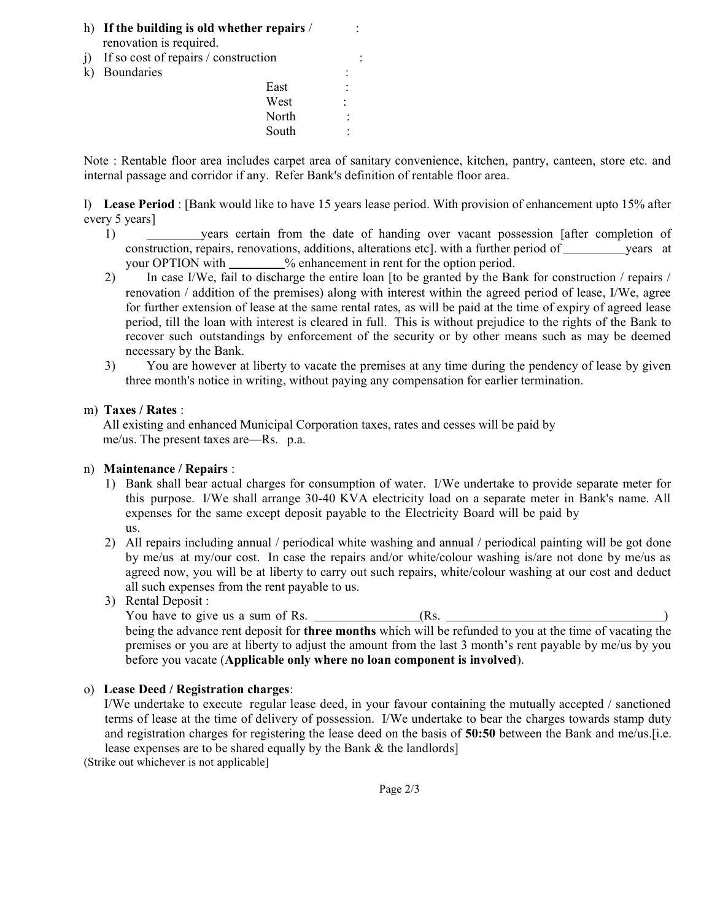h) **If the building is old whether repairs** / renovation is required. :

j) If so cost of repairs / construction :

k) Boundaries :

- East :
- West :
- North :
- South :

Note : Rentable floor area includes carpet area of sanitary convenience, kitchen, pantry, canteen, store etc. and internal passage and corridor if any. Refer Bank's definition of rentable floor area.

l) **Lease Period** : [Bank would like to have 15 years lease period. With provision of enhancement upto 15% after every 5 years]

1) \_\_\_\_\_\_\_\_\_ years certain from the date of handing over vacant possession [after completion of construction, repairs, renovations, additions, alterations etc]. with a further period of \_\_\_\_\_\_\_\_\_\_ years at your OPTION with \_\_\_\_\_\_\_\_\_ % enhancement in rent for the option period.

2) In case I/We, fail to discharge the entire loan [to be granted by the Bank for construction / repairs / renovation / addition of the premises) along with interest within the agreed period of lease, I/We, agree for further extension of lease at the same rental rates, as will be paid at the time of expiry of agreed lease period, till the loan with interest is cleared in full. This is without prejudice to the rights of the Bank to recover such outstandings by enforcement of the security or by other means such as may be deemed necessary by the Bank.

3) You are however at liberty to vacate the premises at any time during the pendency of lease by given three month's notice in writing, without paying any compensation for earlier termination.

m) **Taxes / Rates** :

All existing and enhanced Municipal Corporation taxes, rates and cesses will be paid by me/us. The present taxes are—Rs. p.a.

n) **Maintenance / Repairs** :

1) Bank shall bear actual charges for consumption of water. I/We undertake to provide separate meter for this purpose. I/We shall arrange 30-40 KVA electricity load on a separate meter in Bank's name. All expenses for the same except deposit payable to the Electricity Board will be paid by us.

2) All repairs including annual / periodical white washing and annual / periodical painting will be got done by me/us at my/our cost. In case the repairs and/or white/colour washing is/are not done by me/us as agreed now, you will be at liberty to carry out such repairs, white/colour washing at our cost and deduct all such expenses from the rent payable to us.

3) Rental Deposit :

You have to give us a sum of Rs. \_\_\_\_\_\_\_\_\_\_\_\_\_\_\_\_ (Rs. \_\_\_\_\_\_\_\_\_\_\_\_\_\_\_\_\_\_\_\_\_\_\_\_\_\_\_\_\_\_\_\_\_\_\_) being the advance rent deposit for **three months** which will be refunded to you at the time of vacating the premises or you are at liberty to adjust the amount from the last 3 month's rent payable by me/us by you before you vacate (**Applicable only where no loan component is involved**).

o) **Lease Deed / Registration charges**:

I/We undertake to execute regular lease deed, in your favour containing the mutually accepted / sanctioned terms of lease at the time of delivery of possession. I/We undertake to bear the charges towards stamp duty and registration charges for registering the lease deed on the basis of **50:50** between the Bank and me/us.[i.e. lease expenses are to be shared equally by the Bank & the landlords]

(Strike out whichever is not applicable]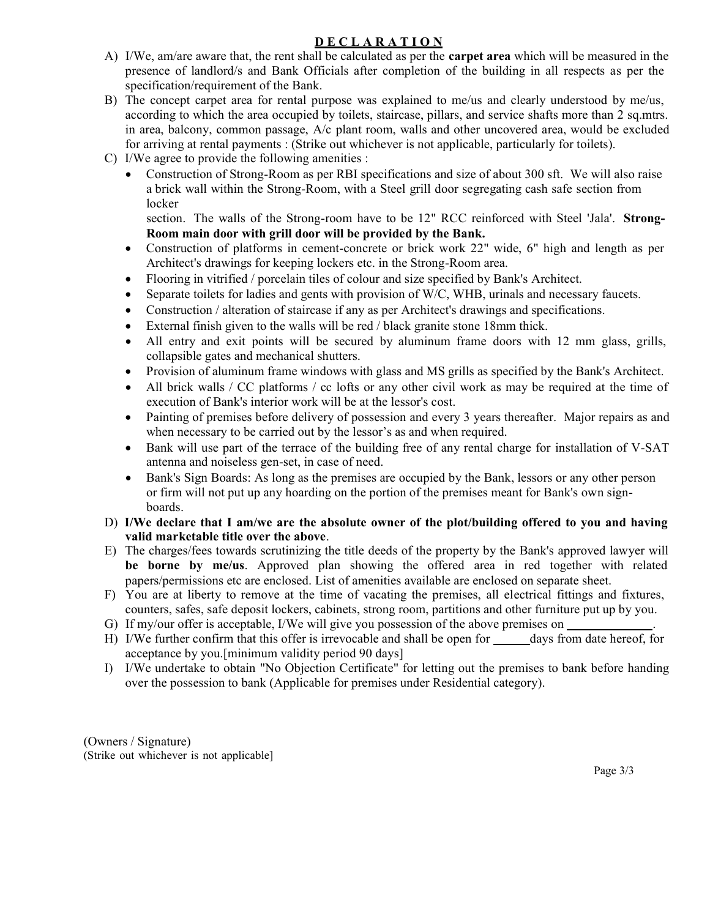# **D E C L A R A T I O N**

A) I/We, am/are aware that, the rent shall be calculated as per the **carpet area** which will be measured in the presence of landlord/s and Bank Officials after completion of the building in all respects as per the specification/requirement of the Bank.

B) The concept carpet area for rental purpose was explained to me/us and clearly understood by me/us, according to which the area occupied by toilets, staircase, pillars, and service shafts more than 2 sq.mtrs. in area, balcony, common passage, A/c plant room, walls and other uncovered area, would be excluded for arriving at rental payments : (Strike out whichever is not applicable, particularly for toilets).

C) I/We agree to provide the following amenities :

- Construction of Strong-Room as per RBI specifications and size of about 300 sft. We will also raise a brick wall within the Strong-Room, with a Steel grill door segregating cash safe section from locker section. The walls of the Strong-room have to be 12" RCC reinforced with Steel 'Jala'. **Strong-Room main door with grill door will be provided by the Bank.**
- Construction of platforms in cement-concrete or brick work 22" wide, 6" high and length as per Architect's drawings for keeping lockers etc. in the Strong-Room area.
- Flooring in vitrified / porcelain tiles of colour and size specified by Bank's Architect.
- Separate toilets for ladies and gents with provision of W/C, WHB, urinals and necessary faucets.
- Construction / alteration of staircase if any as per Architect's drawings and specifications.
- External finish given to the walls will be red / black granite stone 18mm thick.
- All entry and exit points will be secured by aluminum frame doors with 12 mm glass, grills, collapsible gates and mechanical shutters.
- Provision of aluminum frame windows with glass and MS grills as specified by the Bank's Architect.
- All brick walls / CC platforms / cc lofts or any other civil work as may be required at the time of execution of Bank's interior work will be at the lessor's cost.
- Painting of premises before delivery of possession and every 3 years thereafter. Major repairs as and when necessary to be carried out by the lessor's as and when required.
- Bank will use part of the terrace of the building free of any rental charge for installation of V-SAT antenna and noiseless gen-set, in case of need.
- Bank's Sign Boards: As long as the premises are occupied by the Bank, lessors or any other person or firm will not put up any hoarding on the portion of the premises meant for Bank's own sign-boards.

D) **I/We declare that I am/we are the absolute owner of the plot/building offered to you and having valid marketable title over the above**.

E) The charges/fees towards scrutinizing the title deeds of the property by the Bank's approved lawyer will **be borne by me/us**. Approved plan showing the offered area in red together with related papers/permissions etc are enclosed. List of amenities available are enclosed on separate sheet.

F) You are at liberty to remove at the time of vacating the premises, all electrical fittings and fixtures, counters, safes, safe deposit lockers, cabinets, strong room, partitions and other furniture put up by you.

G) If my/our offer is acceptable, I/We will give you possession of the above premises on ______________.

H) I/We further confirm that this offer is irrevocable and shall be open for ______days from date hereof, for acceptance by you.[minimum validity period 90 days]

I) I/We undertake to obtain "No Objection Certificate" for letting out the premises to bank before handing over the possession to bank (Applicable for premises under Residential category).

(Owners / Signature)
(Strike out whichever is not applicable]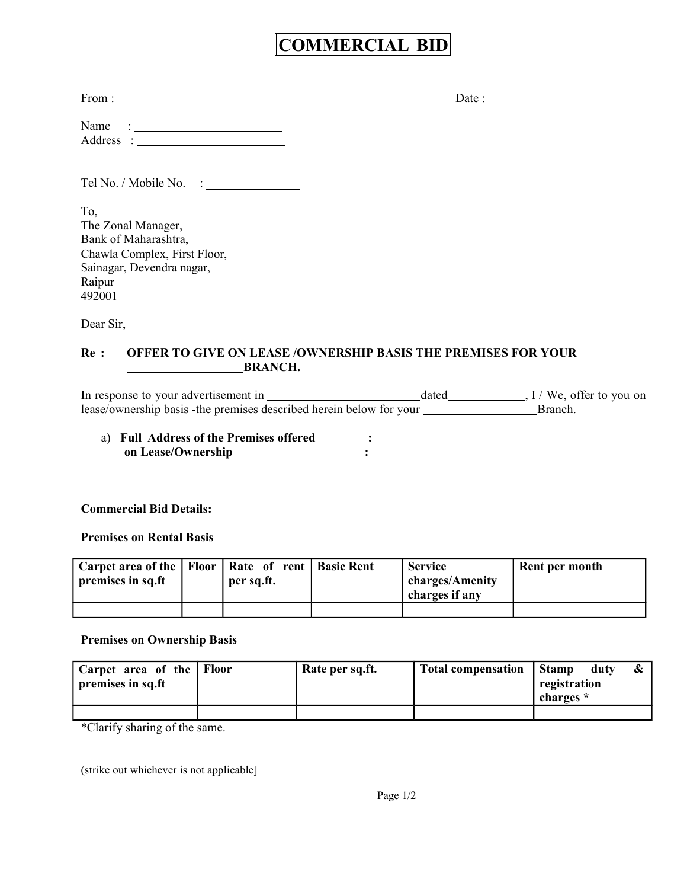# COMMERCIAL BID

From : Date :

Name : ______________________

Address : ______________________

______________________

Tel No. / Mobile No. : ______________

To,
The Zonal Manager,
Bank of Maharashtra,
Chawla Complex, First Floor,
Sainagar, Devendra nagar,
Raipur
492001

Dear Sir,

**Re : OFFER TO GIVE ON LEASE /OWNERSHIP BASIS THE PREMISES FOR YOUR ________________BRANCH.**

In response to your advertisement in ______________________dated____________, I / We, offer to you on lease/ownership basis -the premises described herein below for your __________________Branch.

a) **Full Address of the Premises offered on Lease/Ownership** :
:

**Commercial Bid Details:**

**Premises on Rental Basis**

| Carpet area of the premises in sq.ft | Floor | Rate of rent per sq.ft. | Basic Rent | Service charges/Amenity charges if any | Rent per month |
|---|---|---|---|---|---|
| | | | | | |

**Premises on Ownership Basis**

| Carpet area of the premises in sq.ft | Floor | Rate per sq.ft. | Total compensation | Stamp duty & registration charges * |
|---|---|---|---|---|
| | | | | |

*Clarify sharing of the same.

(strike out whichever is not applicable]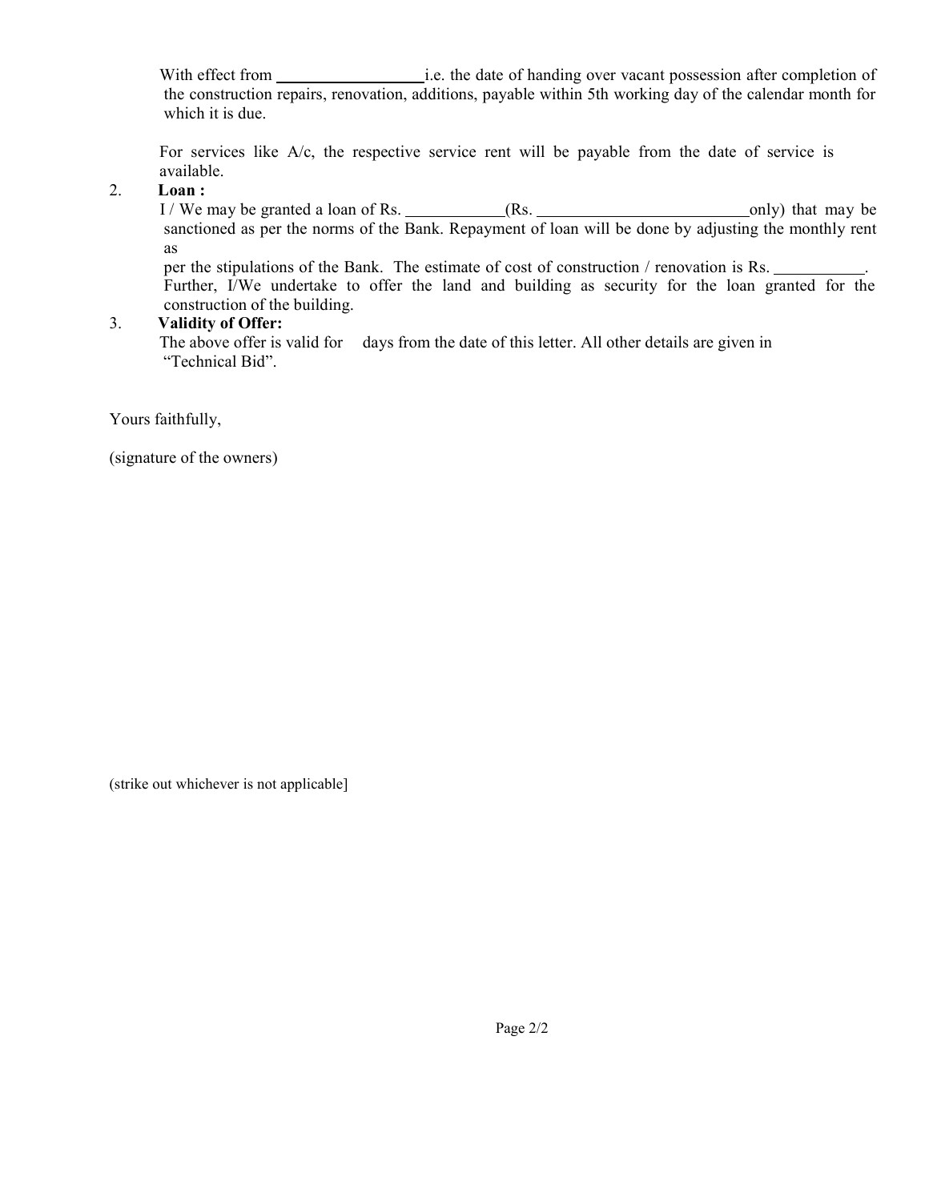With effect from ________________ i.e. the date of handing over vacant possession after completion of the construction repairs, renovation, additions, payable within 5th working day of the calendar month for which it is due.

For services like A/c, the respective service rent will be payable from the date of service is available.

2. **Loan :**
   I / We may be granted a loan of Rs. ___________ (Rs. ________________________ only) that may be sanctioned as per the norms of the Bank. Repayment of loan will be done by adjusting the monthly rent as
   per the stipulations of the Bank. The estimate of cost of construction / renovation is Rs. __________.
   Further, I/We undertake to offer the land and building as security for the loan granted for the construction of the building.

3. **Validity of Offer:**
   The above offer is valid for days from the date of this letter. All other details are given in "Technical Bid".

Yours faithfully,

(signature of the owners)

(strike out whichever is not applicable]